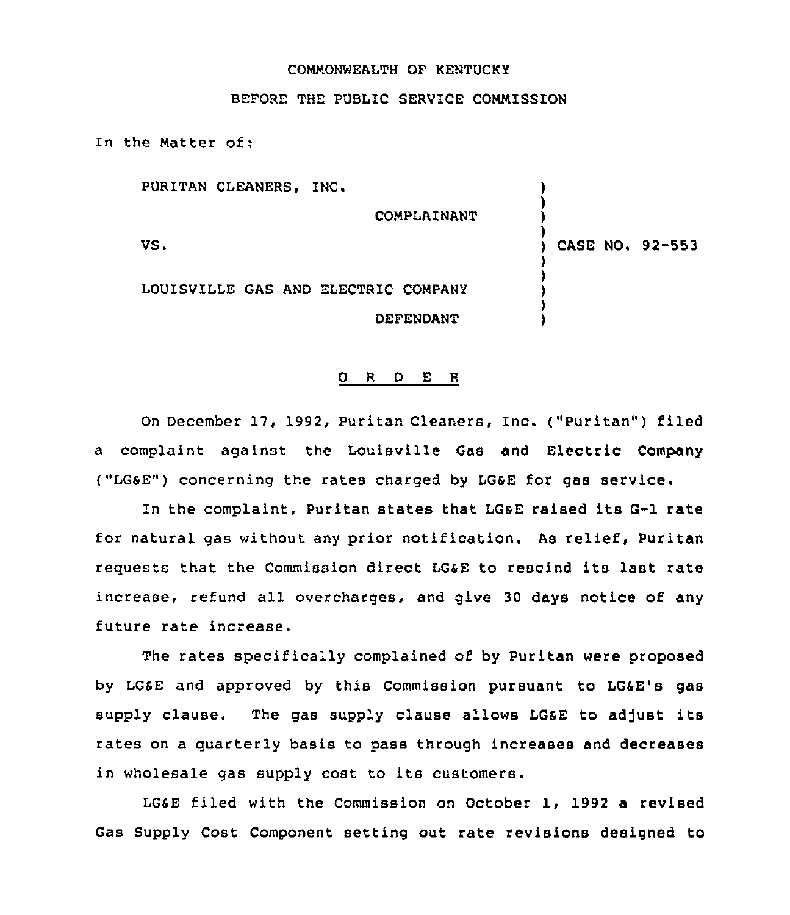COMMONWEALTH OF KENTUCKY

BEFORE THE PUBLIC SERVICE COMMISSION

In the Matter of:

PURITAN CLEANERS, INC.

COMPLAINANT

VS.

LOUISVILLE GAS AND ELECTRIC COMPANY

DEFENDANT

CASE NO. 92-553

O R D E R

On December 17, 1992, Puritan Cleaners, Inc. ("Puritan") filed a complaint against the Louisville Gas and Electric Company ("LG&E") concerning the rates charged by LG&E for gas service.

In the complaint, Puritan states that LG&E raised its G-1 rate for natural gas without any prior notification. As relief, Puritan requests that the Commission direct LG&E to rescind its last rate increase, refund all overcharges, and give 30 days notice of any future rate increase.

The rates specifically complained of by Puritan were proposed by LG&E and approved by this Commission pursuant to LG&E's gas supply clause. The gas supply clause allows LG&E to adjust its rates on a quarterly basis to pass through increases and decreases in wholesale gas supply cost to its customers.

LG&E filed with the Commission on October 1, 1992 a revised Gas Supply Cost Component setting out rate revisions designed to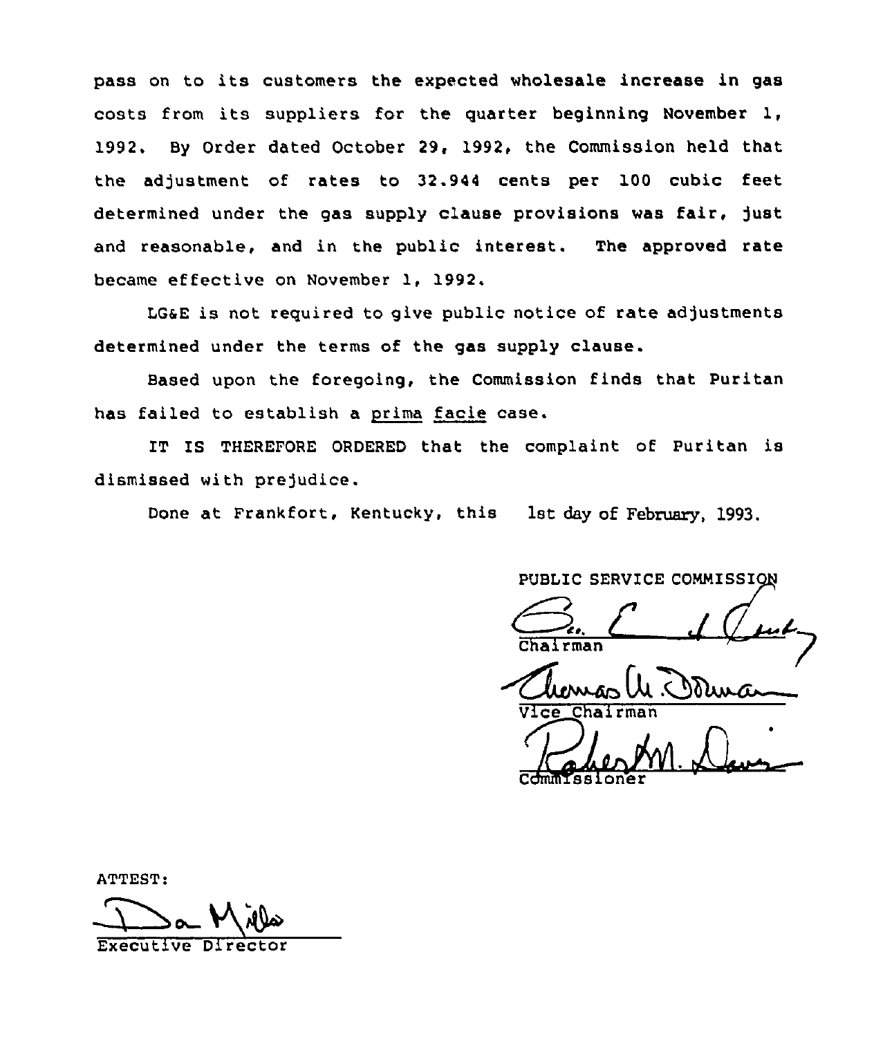pass on to its customers the expected wholesale increase in gas costs from its suppliers for the quarter beginning November 1, 1992. By Order dated October 29, 1992, the Commission held that the adjustment of rates to 32.944 cents per 100 cubic feet determined under the gas supply clause provisions was fair, just and reasonable, and in the public interest. The approved rate became effective on November 1, 1992.

LG&E is not required to give public notice of rate adjustments determined under the terms of the gas supply clause.

Based upon the foregoing, the Commission finds that Puritan has failed to establish a prima facie case.

IT IS THEREFORE ORDERED that the complaint of Puritan is dismissed with prejudice.

Done at Frankfort, Kentucky, this 1st day of February, 1993.

PUBLIC SERVICE COMMISSION

Chairman

Vice Chairman

Commissioner

ATTEST:

Executive Director